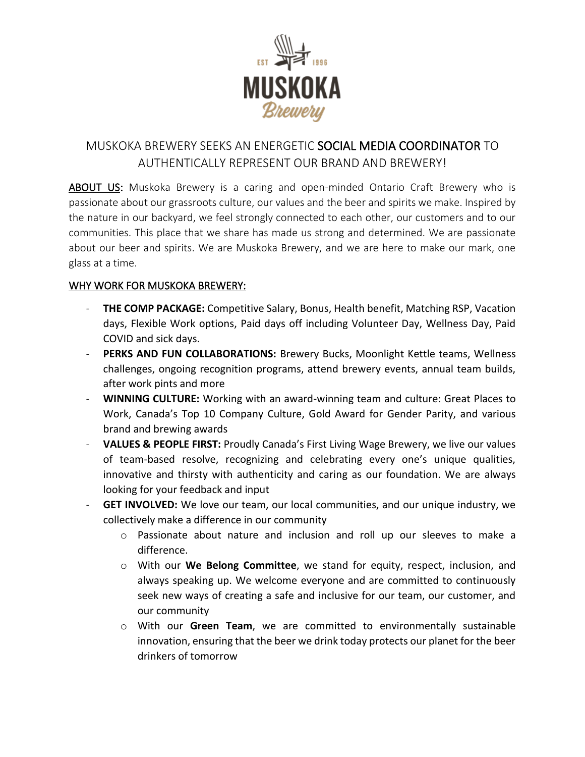# MUSKOKA BREWERY SEEKS AN ENERGETIC SOCIAL MEDIA COORDINATOR TO AUTHENTICALLY REPRESENT OUR BRAND AND BREWERY!

ABOUT US: Muskoka Brewery is a caring and open-minded Ontario Craft Brewery who is passionate about our grassroots culture, our values and the beer and spirits we make. Inspired by the nature in our backyard, we feel strongly connected to each other, our customers and to our communities. This place that we share has made us strong and determined. We are passionate about our beer and spirits. We are Muskoka Brewery, and we are here to make our mark, one glass at a time.

## WHY WORK FOR MUSKOKA BREWERY:

- **THE COMP PACKAGE:** Competitive Salary, Bonus, Health benefit, Matching RSP, Vacation days, Flexible Work options, Paid days off including Volunteer Day, Wellness Day, Paid COVID and sick days.
- **PERKS AND FUN COLLABORATIONS:** Brewery Bucks, Moonlight Kettle teams, Wellness challenges, ongoing recognition programs, attend brewery events, annual team builds, after work pints and more
- **WINNING CULTURE:** Working with an award-winning team and culture: Great Places to Work, Canada's Top 10 Company Culture, Gold Award for Gender Parity, and various brand and brewing awards
- **VALUES & PEOPLE FIRST:** Proudly Canada's First Living Wage Brewery, we live our values of team-based resolve, recognizing and celebrating every one's unique qualities, innovative and thirsty with authenticity and caring as our foundation. We are always looking for your feedback and input
- **GET INVOLVED:** We love our team, our local communities, and our unique industry, we collectively make a difference in our community
  - Passionate about nature and inclusion and roll up our sleeves to make a difference.
  - With our **We Belong Committee**, we stand for equity, respect, inclusion, and always speaking up. We welcome everyone and are committed to continuously seek new ways of creating a safe and inclusive for our team, our customer, and our community
  - With our **Green Team**, we are committed to environmentally sustainable innovation, ensuring that the beer we drink today protects our planet for the beer drinkers of tomorrow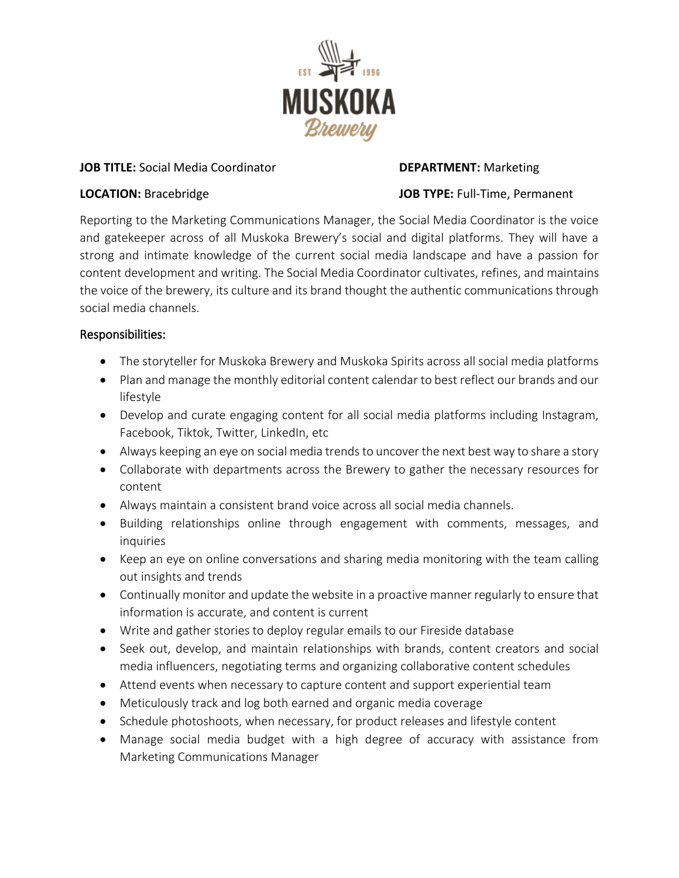**JOB TITLE:** Social Media Coordinator

**DEPARTMENT:** Marketing

**LOCATION:** Bracebridge

**JOB TYPE:** Full-Time, Permanent

Reporting to the Marketing Communications Manager, the Social Media Coordinator is the voice and gatekeeper across of all Muskoka Brewery's social and digital platforms. They will have a strong and intimate knowledge of the current social media landscape and have a passion for content development and writing. The Social Media Coordinator cultivates, refines, and maintains the voice of the brewery, its culture and its brand thought the authentic communications through social media channels.

## Responsibilities:

- The storyteller for Muskoka Brewery and Muskoka Spirits across all social media platforms
- Plan and manage the monthly editorial content calendar to best reflect our brands and our lifestyle
- Develop and curate engaging content for all social media platforms including Instagram, Facebook, Tiktok, Twitter, LinkedIn, etc
- Always keeping an eye on social media trends to uncover the next best way to share a story
- Collaborate with departments across the Brewery to gather the necessary resources for content
- Always maintain a consistent brand voice across all social media channels.
- Building relationships online through engagement with comments, messages, and inquiries
- Keep an eye on online conversations and sharing media monitoring with the team calling out insights and trends
- Continually monitor and update the website in a proactive manner regularly to ensure that information is accurate, and content is current
- Write and gather stories to deploy regular emails to our Fireside database
- Seek out, develop, and maintain relationships with brands, content creators and social media influencers, negotiating terms and organizing collaborative content schedules
- Attend events when necessary to capture content and support experiential team
- Meticulously track and log both earned and organic media coverage
- Schedule photoshoots, when necessary, for product releases and lifestyle content
- Manage social media budget with a high degree of accuracy with assistance from Marketing Communications Manager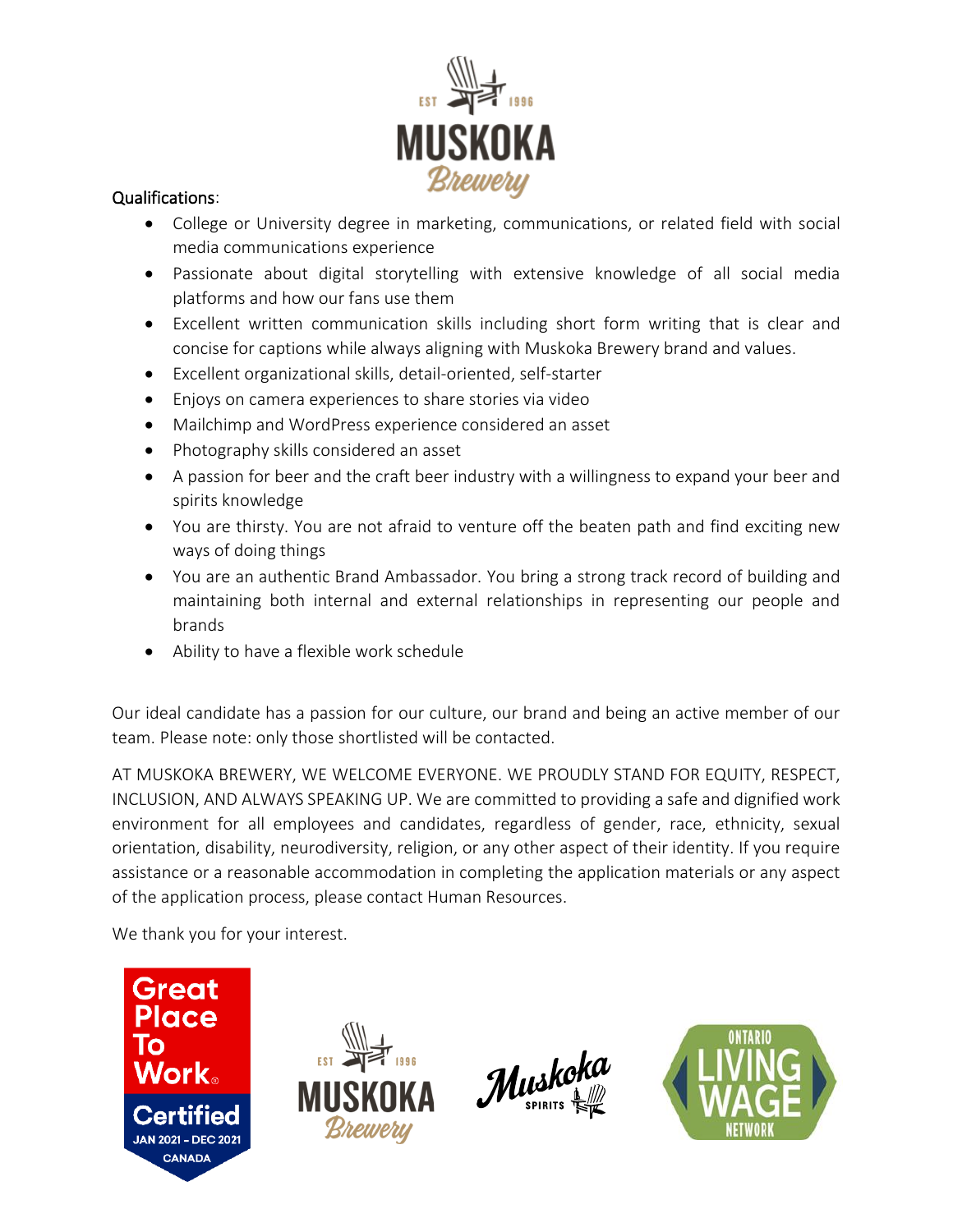Qualifications:

- College or University degree in marketing, communications, or related field with social media communications experience
- Passionate about digital storytelling with extensive knowledge of all social media platforms and how our fans use them
- Excellent written communication skills including short form writing that is clear and concise for captions while always aligning with Muskoka Brewery brand and values.
- Excellent organizational skills, detail-oriented, self-starter
- Enjoys on camera experiences to share stories via video
- Mailchimp and WordPress experience considered an asset
- Photography skills considered an asset
- A passion for beer and the craft beer industry with a willingness to expand your beer and spirits knowledge
- You are thirsty. You are not afraid to venture off the beaten path and find exciting new ways of doing things
- You are an authentic Brand Ambassador. You bring a strong track record of building and maintaining both internal and external relationships in representing our people and brands
- Ability to have a flexible work schedule

Our ideal candidate has a passion for our culture, our brand and being an active member of our team. Please note: only those shortlisted will be contacted.

AT MUSKOKA BREWERY, WE WELCOME EVERYONE. WE PROUDLY STAND FOR EQUITY, RESPECT, INCLUSION, AND ALWAYS SPEAKING UP. We are committed to providing a safe and dignified work environment for all employees and candidates, regardless of gender, race, ethnicity, sexual orientation, disability, neurodiversity, religion, or any other aspect of their identity. If you require assistance or a reasonable accommodation in completing the application materials or any aspect of the application process, please contact Human Resources.

We thank you for your interest.